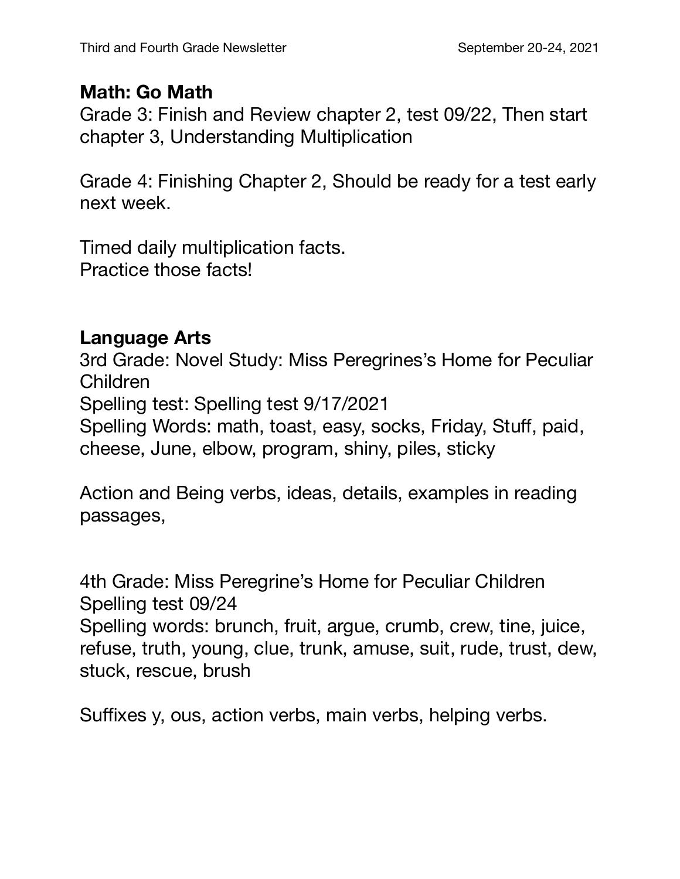## Math: Go Math

Grade 3: Finish and Review chapter 2, test 09/22, Then start chapter 3, Understanding Multiplication

Grade 4: Finishing Chapter 2, Should be ready for a test early next week.

Timed daily multiplication facts.
Practice those facts!

## Language Arts

3rd Grade: Novel Study: Miss Peregrines's Home for Peculiar Children
Spelling test: Spelling test 9/17/2021
Spelling Words: math, toast, easy, socks, Friday, Stuff, paid, cheese, June, elbow, program, shiny, piles, sticky

Action and Being verbs, ideas, details, examples in reading passages,

4th Grade: Miss Peregrine's Home for Peculiar Children
Spelling test 09/24
Spelling words: brunch, fruit, argue, crumb, crew, tine, juice, refuse, truth, young, clue, trunk, amuse, suit, rude, trust, dew, stuck, rescue, brush

Suffixes y, ous, action verbs, main verbs, helping verbs.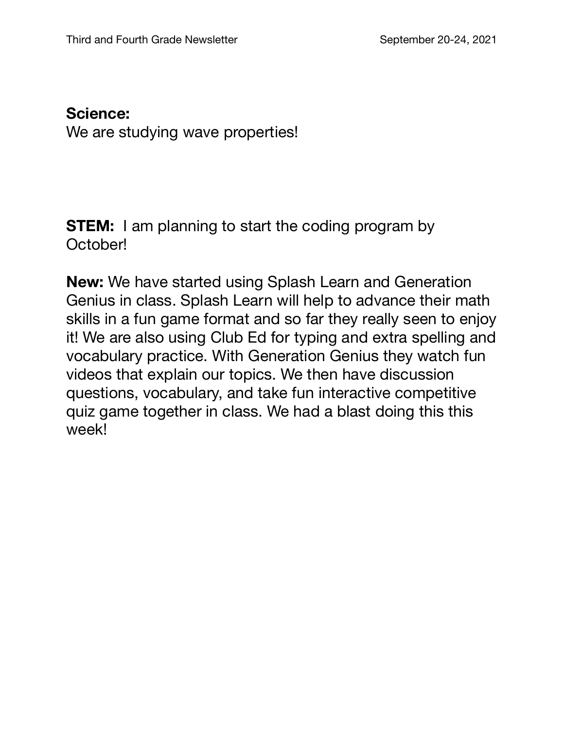**Science:**
We are studying wave properties!

**STEM:** I am planning to start the coding program by October!

**New:** We have started using Splash Learn and Generation Genius in class. Splash Learn will help to advance their math skills in a fun game format and so far they really seen to enjoy it! We are also using Club Ed for typing and extra spelling and vocabulary practice. With Generation Genius they watch fun videos that explain our topics. We then have discussion questions, vocabulary, and take fun interactive competitive quiz game together in class. We had a blast doing this this week!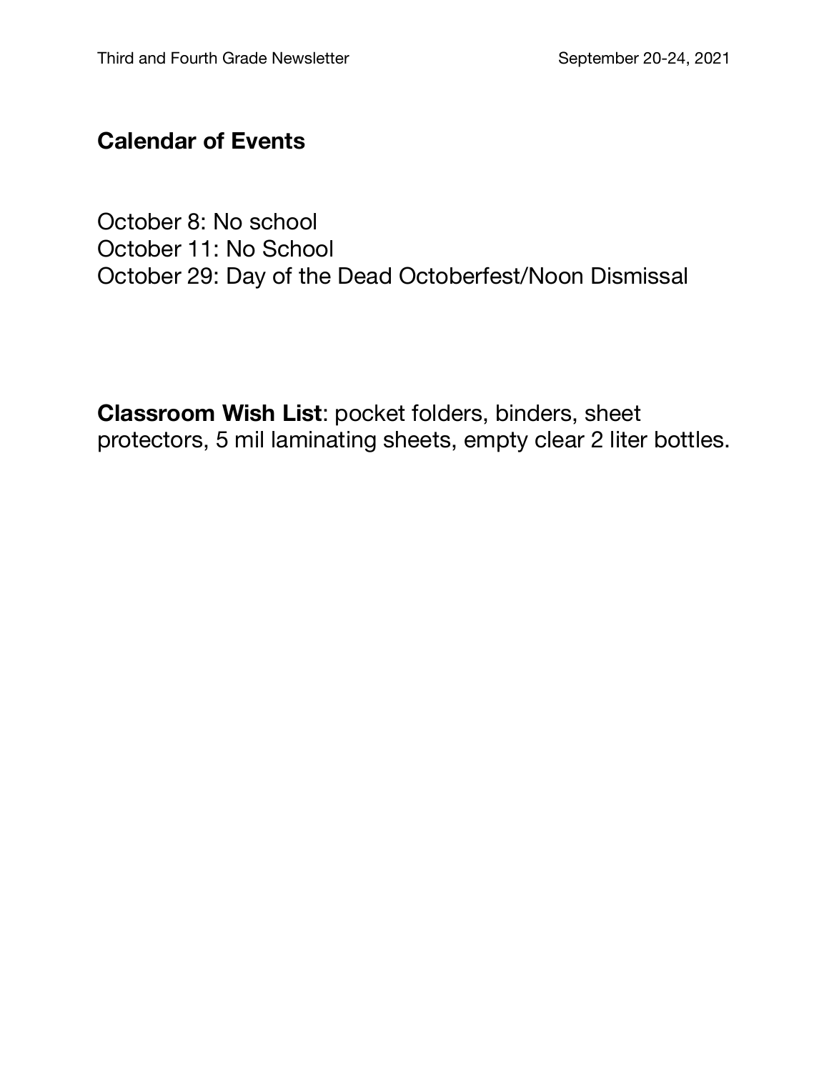## Calendar of Events

October 8: No school
October 11: No School
October 29: Day of the Dead Octoberfest/Noon Dismissal

**Classroom Wish List**: pocket folders, binders, sheet protectors, 5 mil laminating sheets, empty clear 2 liter bottles.